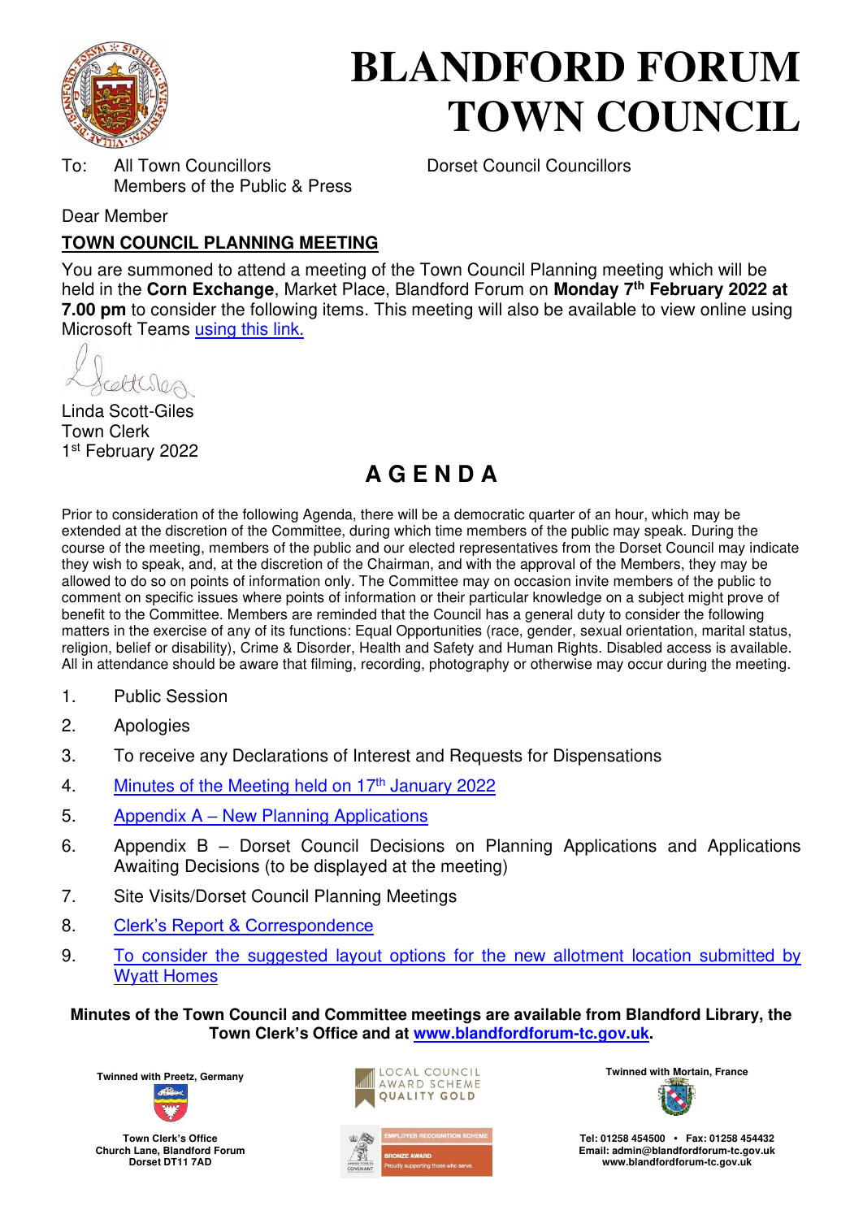# BLANDFORD FORUM TOWN COUNCIL

To: All Town Councillors
Members of the Public & Press

Dorset Council Councillors

Dear Member

**TOWN COUNCIL PLANNING MEETING**

You are summoned to attend a meeting of the Town Council Planning meeting which will be held in the **Corn Exchange**, Market Place, Blandford Forum on **Monday 7th February 2022 at 7.00 pm** to consider the following items. This meeting will also be available to view online using Microsoft Teams using this link.

Linda Scott-Giles
Town Clerk
1st February 2022

## A G E N D A

Prior to consideration of the following Agenda, there will be a democratic quarter of an hour, which may be extended at the discretion of the Committee, during which time members of the public may speak. During the course of the meeting, members of the public and our elected representatives from the Dorset Council may indicate they wish to speak, and, at the discretion of the Chairman, and with the approval of the Members, they may be allowed to do so on points of information only. The Committee may on occasion invite members of the public to comment on specific issues where points of information or their particular knowledge on a subject might prove of benefit to the Committee. Members are reminded that the Council has a general duty to consider the following matters in the exercise of any of its functions: Equal Opportunities (race, gender, sexual orientation, marital status, religion, belief or disability), Crime & Disorder, Health and Safety and Human Rights. Disabled access is available. All in attendance should be aware that filming, recording, photography or otherwise may occur during the meeting.

1. Public Session
2. Apologies
3. To receive any Declarations of Interest and Requests for Dispensations
4. Minutes of the Meeting held on 17th January 2022
5. Appendix A – New Planning Applications
6. Appendix B – Dorset Council Decisions on Planning Applications and Applications Awaiting Decisions (to be displayed at the meeting)
7. Site Visits/Dorset Council Planning Meetings
8. Clerk's Report & Correspondence
9. To consider the suggested layout options for the new allotment location submitted by Wyatt Homes

**Minutes of the Town Council and Committee meetings are available from Blandford Library, the Town Clerk's Office and at www.blandfordforum-tc.gov.uk.**

Twinned with Preetz, Germany

Town Clerk's Office
Church Lane, Blandford Forum
Dorset DT11 7AD

LOCAL COUNCIL AWARD SCHEME QUALITY GOLD

EMPLOYER RECOGNITION SCHEME BRONZE AWARD Proudly supporting those who serve.

Twinned with Mortain, France

Tel: 01258 454500 • Fax: 01258 454432
Email: admin@blandfordforum-tc.gov.uk
www.blandfordforum-tc.gov.uk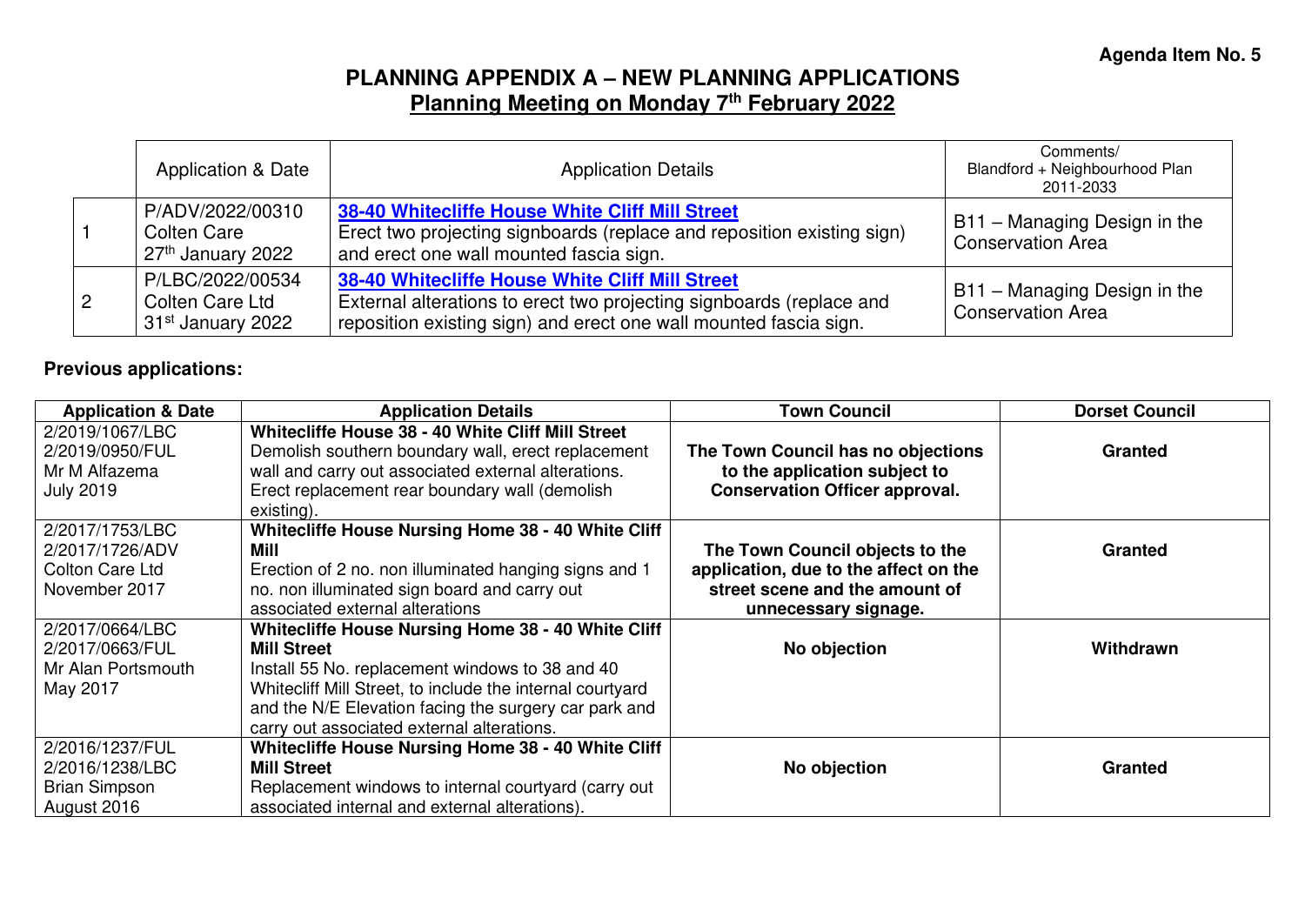**Agenda Item No. 5**

# PLANNING APPENDIX A – NEW PLANNING APPLICATIONS

## Planning Meeting on Monday 7th February 2022

| | Application & Date | Application Details | Comments/ Blandford + Neighbourhood Plan 2011-2033 |
|---|---|---|---|
| 1 | P/ADV/2022/00310<br>Colten Care<br>27th January 2022 | **38-40 Whitecliffe House White Cliff Mill Street**<br>Erect two projecting signboards (replace and reposition existing sign) and erect one wall mounted fascia sign. | B11 – Managing Design in the Conservation Area |
| 2 | P/LBC/2022/00534<br>Colten Care Ltd<br>31st January 2022 | **38-40 Whitecliffe House White Cliff Mill Street**<br>External alterations to erect two projecting signboards (replace and reposition existing sign) and erect one wall mounted fascia sign. | B11 – Managing Design in the Conservation Area |

**Previous applications:**

| Application & Date | Application Details | Town Council | Dorset Council |
|---|---|---|---|
| 2/2019/1067/LBC<br>2/2019/0950/FUL<br>Mr M Alfazema<br>July 2019 | **Whitecliffe House 38 - 40 White Cliff Mill Street**<br>Demolish southern boundary wall, erect replacement wall and carry out associated external alterations. Erect replacement rear boundary wall (demolish existing). | **The Town Council has no objections to the application subject to Conservation Officer approval.** | **Granted** |
| 2/2017/1753/LBC<br>2/2017/1726/ADV<br>Colton Care Ltd<br>November 2017 | **Whitecliffe House Nursing Home 38 - 40 White Cliff Mill**<br>Erection of 2 no. non illuminated hanging signs and 1 no. non illuminated sign board and carry out associated external alterations | **The Town Council objects to the application, due to the affect on the street scene and the amount of unnecessary signage.** | **Granted** |
| 2/2017/0664/LBC<br>2/2017/0663/FUL<br>Mr Alan Portsmouth<br>May 2017 | **Whitecliffe House Nursing Home 38 - 40 White Cliff Mill Street**<br>Install 55 No. replacement windows to 38 and 40 Whitecliff Mill Street, to include the internal courtyard and the N/E Elevation facing the surgery car park and carry out associated external alterations. | **No objection** | **Withdrawn** |
| 2/2016/1237/FUL<br>2/2016/1238/LBC<br>Brian Simpson<br>August 2016 | **Whitecliffe House Nursing Home 38 - 40 White Cliff Mill Street**<br>Replacement windows to internal courtyard (carry out associated internal and external alterations). | **No objection** | **Granted** |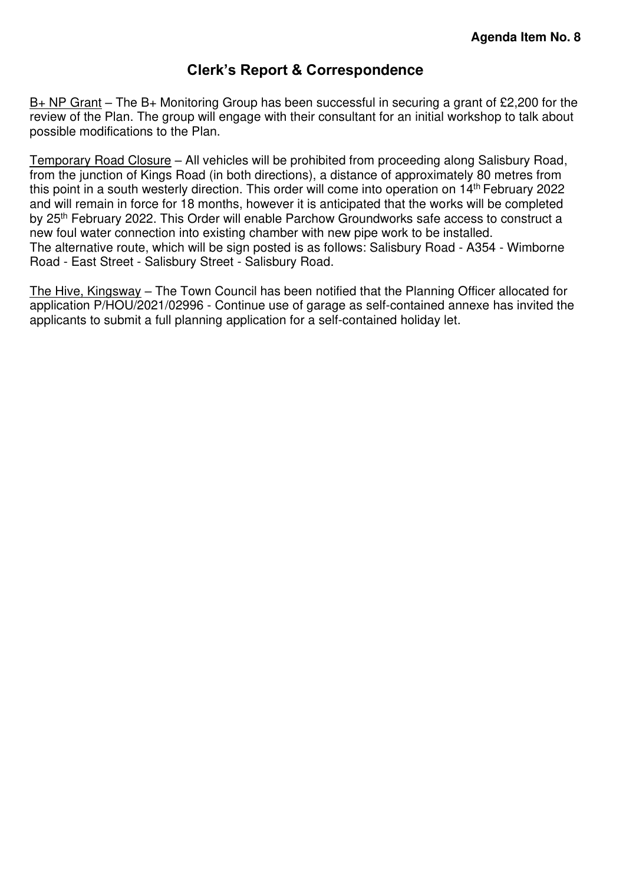**Agenda Item No. 8**

## Clerk's Report & Correspondence

B+ NP Grant – The B+ Monitoring Group has been successful in securing a grant of £2,200 for the review of the Plan. The group will engage with their consultant for an initial workshop to talk about possible modifications to the Plan.

Temporary Road Closure – All vehicles will be prohibited from proceeding along Salisbury Road, from the junction of Kings Road (in both directions), a distance of approximately 80 metres from this point in a south westerly direction. This order will come into operation on 14th February 2022 and will remain in force for 18 months, however it is anticipated that the works will be completed by 25th February 2022. This Order will enable Parchow Groundworks safe access to construct a new foul water connection into existing chamber with new pipe work to be installed.
The alternative route, which will be sign posted is as follows: Salisbury Road - A354 - Wimborne Road - East Street - Salisbury Street - Salisbury Road.

The Hive, Kingsway – The Town Council has been notified that the Planning Officer allocated for application P/HOU/2021/02996 - Continue use of garage as self-contained annexe has invited the applicants to submit a full planning application for a self-contained holiday let.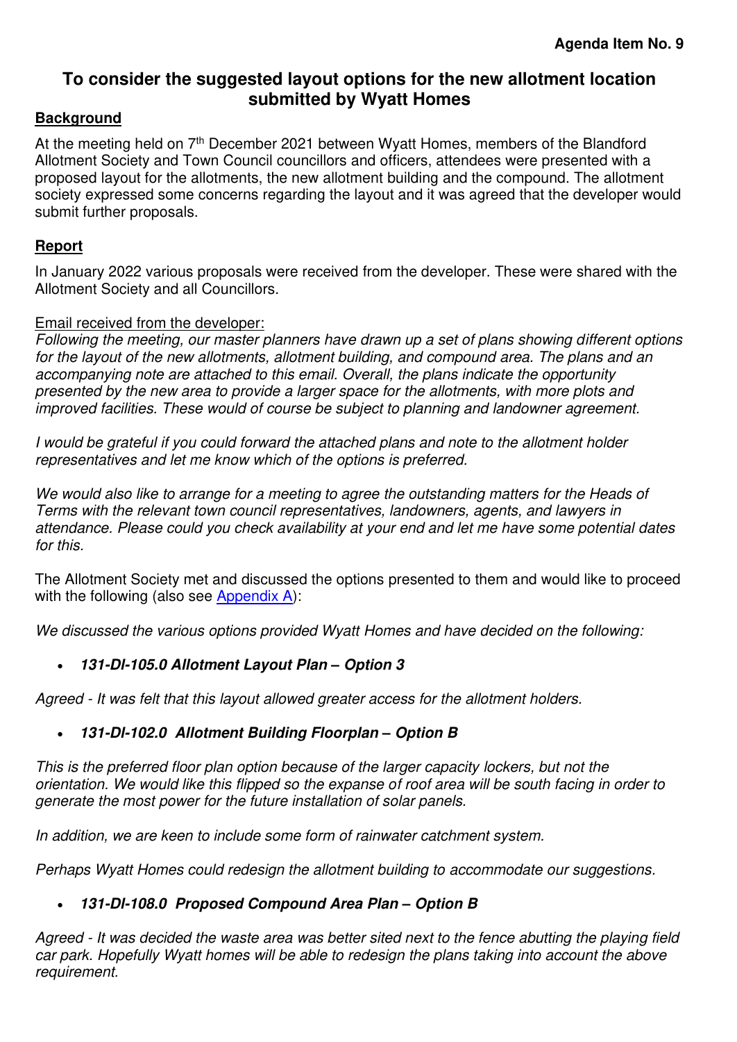**Agenda Item No. 9**

# To consider the suggested layout options for the new allotment location submitted by Wyatt Homes

## Background

At the meeting held on 7th December 2021 between Wyatt Homes, members of the Blandford Allotment Society and Town Council councillors and officers, attendees were presented with a proposed layout for the allotments, the new allotment building and the compound. The allotment society expressed some concerns regarding the layout and it was agreed that the developer would submit further proposals.

## Report

In January 2022 various proposals were received from the developer. These were shared with the Allotment Society and all Councillors.

Email received from the developer:

*Following the meeting, our master planners have drawn up a set of plans showing different options for the layout of the new allotments, allotment building, and compound area. The plans and an accompanying note are attached to this email. Overall, the plans indicate the opportunity presented by the new area to provide a larger space for the allotments, with more plots and improved facilities. These would of course be subject to planning and landowner agreement.*

*I would be grateful if you could forward the attached plans and note to the allotment holder representatives and let me know which of the options is preferred.*

*We would also like to arrange for a meeting to agree the outstanding matters for the Heads of Terms with the relevant town council representatives, landowners, agents, and lawyers in attendance. Please could you check availability at your end and let me have some potential dates for this.*

The Allotment Society met and discussed the options presented to them and would like to proceed with the following (also see Appendix A):

*We discussed the various options provided Wyatt Homes and have decided on the following:*

- ***131-DI-105.0 Allotment Layout Plan – Option 3***

*Agreed - It was felt that this layout allowed greater access for the allotment holders.*

- ***131-DI-102.0 Allotment Building Floorplan – Option B***

*This is the preferred floor plan option because of the larger capacity lockers, but not the orientation. We would like this flipped so the expanse of roof area will be south facing in order to generate the most power for the future installation of solar panels.*

*In addition, we are keen to include some form of rainwater catchment system.*

*Perhaps Wyatt Homes could redesign the allotment building to accommodate our suggestions.*

- ***131-DI-108.0 Proposed Compound Area Plan – Option B***

*Agreed - It was decided the waste area was better sited next to the fence abutting the playing field car park. Hopefully Wyatt homes will be able to redesign the plans taking into account the above requirement.*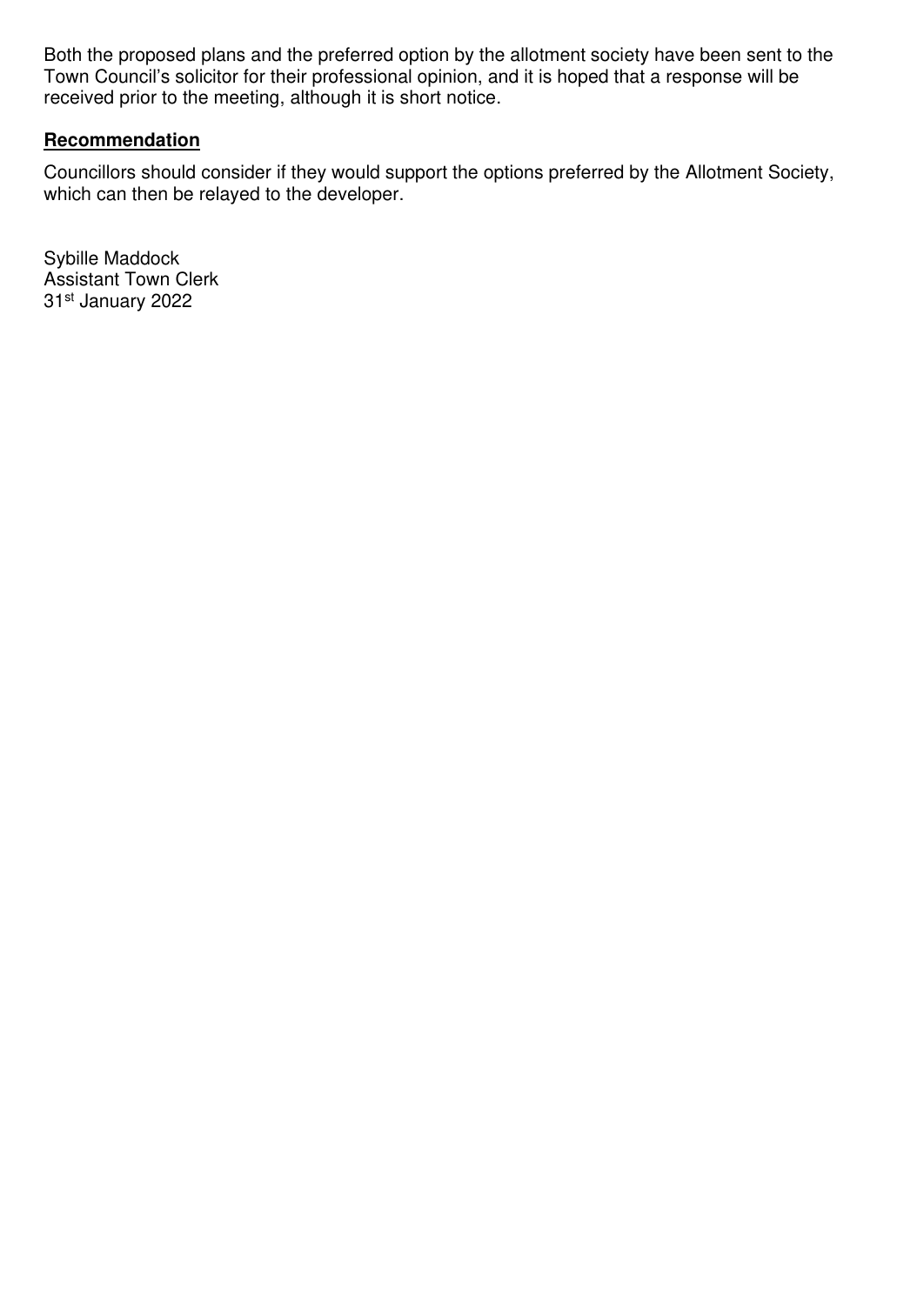Both the proposed plans and the preferred option by the allotment society have been sent to the Town Council's solicitor for their professional opinion, and it is hoped that a response will be received prior to the meeting, although it is short notice.

**Recommendation**

Councillors should consider if they would support the options preferred by the Allotment Society, which can then be relayed to the developer.

Sybille Maddock
Assistant Town Clerk
31st January 2022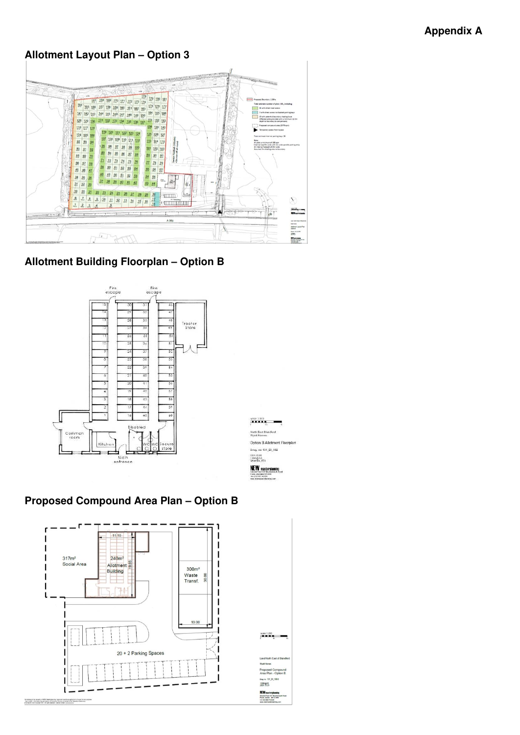**Appendix A**

## Allotment Layout Plan – Option 3

## Allotment Building Floorplan – Option B

Fire escape

Fire escape

Tractor Store

Common room

Kitchen

Disabled

WC

WC

Secure store

Main entrance

scale 1:100

North East Blandford
Wyatt Homes

Option B Allotment Floorplan

Drwg. no: 131_CI_102

## Proposed Compound Area Plan – Option B

317m²
Social Area

240m²
Allotment Building

11.10

300m²
Waste Transf.

30.00

10.00

20 + 2 Parking Spaces

scale 1:200

Land North East of Blandford

Wyatt Homes

Proposed Compound Area Plan - Option B